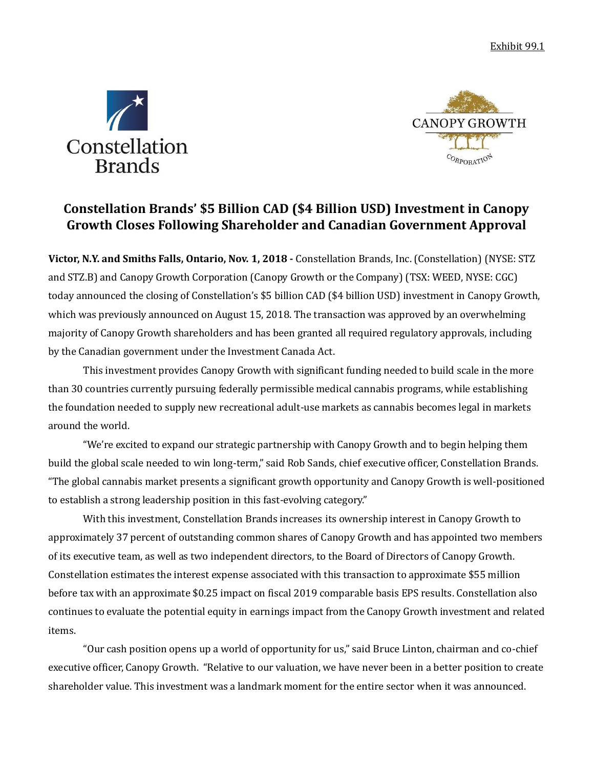Exhibit 99.1

Constellation Brands

CANOPY GROWTH CORPORATION

# Constellation Brands' $5 Billion CAD ($4 Billion USD) Investment in Canopy Growth Closes Following Shareholder and Canadian Government Approval

**Victor, N.Y. and Smiths Falls, Ontario, Nov. 1, 2018 -** Constellation Brands, Inc. (Constellation) (NYSE: STZ and STZ.B) and Canopy Growth Corporation (Canopy Growth or the Company) (TSX: WEED, NYSE: CGC) today announced the closing of Constellation's $5 billion CAD ($4 billion USD) investment in Canopy Growth, which was previously announced on August 15, 2018. The transaction was approved by an overwhelming majority of Canopy Growth shareholders and has been granted all required regulatory approvals, including by the Canadian government under the Investment Canada Act.

This investment provides Canopy Growth with significant funding needed to build scale in the more than 30 countries currently pursuing federally permissible medical cannabis programs, while establishing the foundation needed to supply new recreational adult-use markets as cannabis becomes legal in markets around the world.

"We're excited to expand our strategic partnership with Canopy Growth and to begin helping them build the global scale needed to win long-term," said Rob Sands, chief executive officer, Constellation Brands. "The global cannabis market presents a significant growth opportunity and Canopy Growth is well-positioned to establish a strong leadership position in this fast-evolving category."

With this investment, Constellation Brands increases its ownership interest in Canopy Growth to approximately 37 percent of outstanding common shares of Canopy Growth and has appointed two members of its executive team, as well as two independent directors, to the Board of Directors of Canopy Growth. Constellation estimates the interest expense associated with this transaction to approximate $55 million before tax with an approximate $0.25 impact on fiscal 2019 comparable basis EPS results. Constellation also continues to evaluate the potential equity in earnings impact from the Canopy Growth investment and related items.

"Our cash position opens up a world of opportunity for us," said Bruce Linton, chairman and co-chief executive officer, Canopy Growth. "Relative to our valuation, we have never been in a better position to create shareholder value. This investment was a landmark moment for the entire sector when it was announced.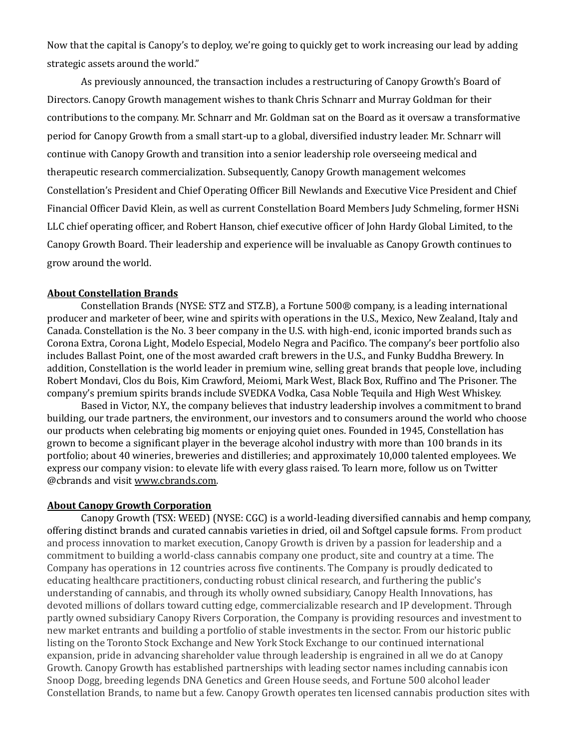Now that the capital is Canopy's to deploy, we're going to quickly get to work increasing our lead by adding strategic assets around the world."

As previously announced, the transaction includes a restructuring of Canopy Growth's Board of Directors. Canopy Growth management wishes to thank Chris Schnarr and Murray Goldman for their contributions to the company. Mr. Schnarr and Mr. Goldman sat on the Board as it oversaw a transformative period for Canopy Growth from a small start-up to a global, diversified industry leader. Mr. Schnarr will continue with Canopy Growth and transition into a senior leadership role overseeing medical and therapeutic research commercialization. Subsequently, Canopy Growth management welcomes Constellation's President and Chief Operating Officer Bill Newlands and Executive Vice President and Chief Financial Officer David Klein, as well as current Constellation Board Members Judy Schmeling, former HSNi LLC chief operating officer, and Robert Hanson, chief executive officer of John Hardy Global Limited, to the Canopy Growth Board. Their leadership and experience will be invaluable as Canopy Growth continues to grow around the world.

**About Constellation Brands**

Constellation Brands (NYSE: STZ and STZ.B), a Fortune 500® company, is a leading international producer and marketer of beer, wine and spirits with operations in the U.S., Mexico, New Zealand, Italy and Canada. Constellation is the No. 3 beer company in the U.S. with high-end, iconic imported brands such as Corona Extra, Corona Light, Modelo Especial, Modelo Negra and Pacifico. The company's beer portfolio also includes Ballast Point, one of the most awarded craft brewers in the U.S., and Funky Buddha Brewery. In addition, Constellation is the world leader in premium wine, selling great brands that people love, including Robert Mondavi, Clos du Bois, Kim Crawford, Meiomi, Mark West, Black Box, Ruffino and The Prisoner. The company's premium spirits brands include SVEDKA Vodka, Casa Noble Tequila and High West Whiskey.

Based in Victor, N.Y., the company believes that industry leadership involves a commitment to brand building, our trade partners, the environment, our investors and to consumers around the world who choose our products when celebrating big moments or enjoying quiet ones. Founded in 1945, Constellation has grown to become a significant player in the beverage alcohol industry with more than 100 brands in its portfolio; about 40 wineries, breweries and distilleries; and approximately 10,000 talented employees. We express our company vision: to elevate life with every glass raised. To learn more, follow us on Twitter @cbrands and visit www.cbrands.com.

**About Canopy Growth Corporation**

Canopy Growth (TSX: WEED) (NYSE: CGC) is a world-leading diversified cannabis and hemp company, offering distinct brands and curated cannabis varieties in dried, oil and Softgel capsule forms. From product and process innovation to market execution, Canopy Growth is driven by a passion for leadership and a commitment to building a world-class cannabis company one product, site and country at a time. The Company has operations in 12 countries across five continents. The Company is proudly dedicated to educating healthcare practitioners, conducting robust clinical research, and furthering the public's understanding of cannabis, and through its wholly owned subsidiary, Canopy Health Innovations, has devoted millions of dollars toward cutting edge, commercializable research and IP development. Through partly owned subsidiary Canopy Rivers Corporation, the Company is providing resources and investment to new market entrants and building a portfolio of stable investments in the sector. From our historic public listing on the Toronto Stock Exchange and New York Stock Exchange to our continued international expansion, pride in advancing shareholder value through leadership is engrained in all we do at Canopy Growth. Canopy Growth has established partnerships with leading sector names including cannabis icon Snoop Dogg, breeding legends DNA Genetics and Green House seeds, and Fortune 500 alcohol leader Constellation Brands, to name but a few. Canopy Growth operates ten licensed cannabis production sites with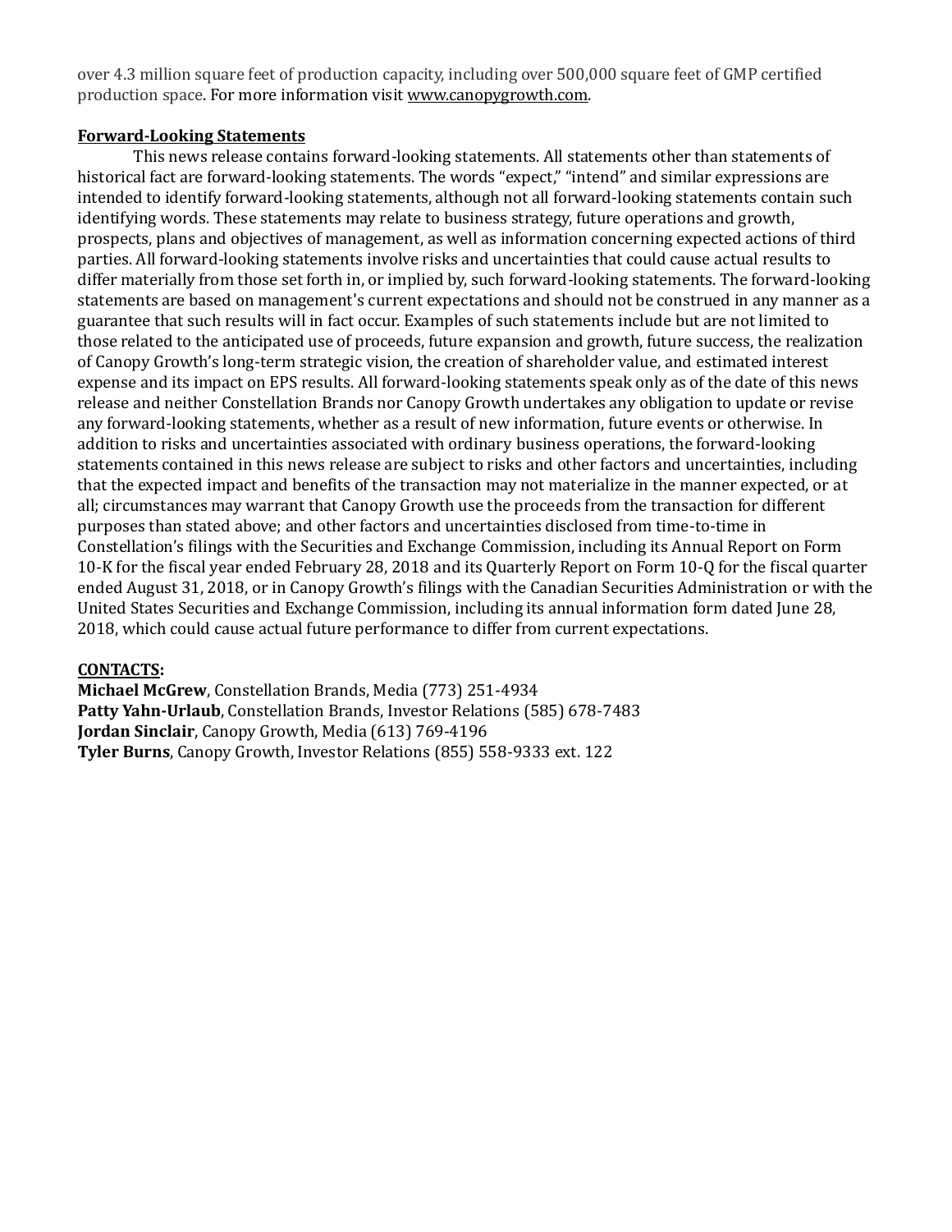over 4.3 million square feet of production capacity, including over 500,000 square feet of GMP certified production space. For more information visit www.canopygrowth.com.

**Forward-Looking Statements**

This news release contains forward-looking statements. All statements other than statements of historical fact are forward-looking statements. The words "expect," "intend" and similar expressions are intended to identify forward-looking statements, although not all forward-looking statements contain such identifying words. These statements may relate to business strategy, future operations and growth, prospects, plans and objectives of management, as well as information concerning expected actions of third parties. All forward-looking statements involve risks and uncertainties that could cause actual results to differ materially from those set forth in, or implied by, such forward-looking statements. The forward-looking statements are based on management's current expectations and should not be construed in any manner as a guarantee that such results will in fact occur. Examples of such statements include but are not limited to those related to the anticipated use of proceeds, future expansion and growth, future success, the realization of Canopy Growth's long-term strategic vision, the creation of shareholder value, and estimated interest expense and its impact on EPS results. All forward-looking statements speak only as of the date of this news release and neither Constellation Brands nor Canopy Growth undertakes any obligation to update or revise any forward-looking statements, whether as a result of new information, future events or otherwise. In addition to risks and uncertainties associated with ordinary business operations, the forward-looking statements contained in this news release are subject to risks and other factors and uncertainties, including that the expected impact and benefits of the transaction may not materialize in the manner expected, or at all; circumstances may warrant that Canopy Growth use the proceeds from the transaction for different purposes than stated above; and other factors and uncertainties disclosed from time-to-time in Constellation's filings with the Securities and Exchange Commission, including its Annual Report on Form 10-K for the fiscal year ended February 28, 2018 and its Quarterly Report on Form 10-Q for the fiscal quarter ended August 31, 2018, or in Canopy Growth's filings with the Canadian Securities Administration or with the United States Securities and Exchange Commission, including its annual information form dated June 28, 2018, which could cause actual future performance to differ from current expectations.

**CONTACTS:**

**Michael McGrew**, Constellation Brands, Media (773) 251-4934
**Patty Yahn-Urlaub**, Constellation Brands, Investor Relations (585) 678-7483
**Jordan Sinclair**, Canopy Growth, Media (613) 769-4196
**Tyler Burns**, Canopy Growth, Investor Relations (855) 558-9333 ext. 122